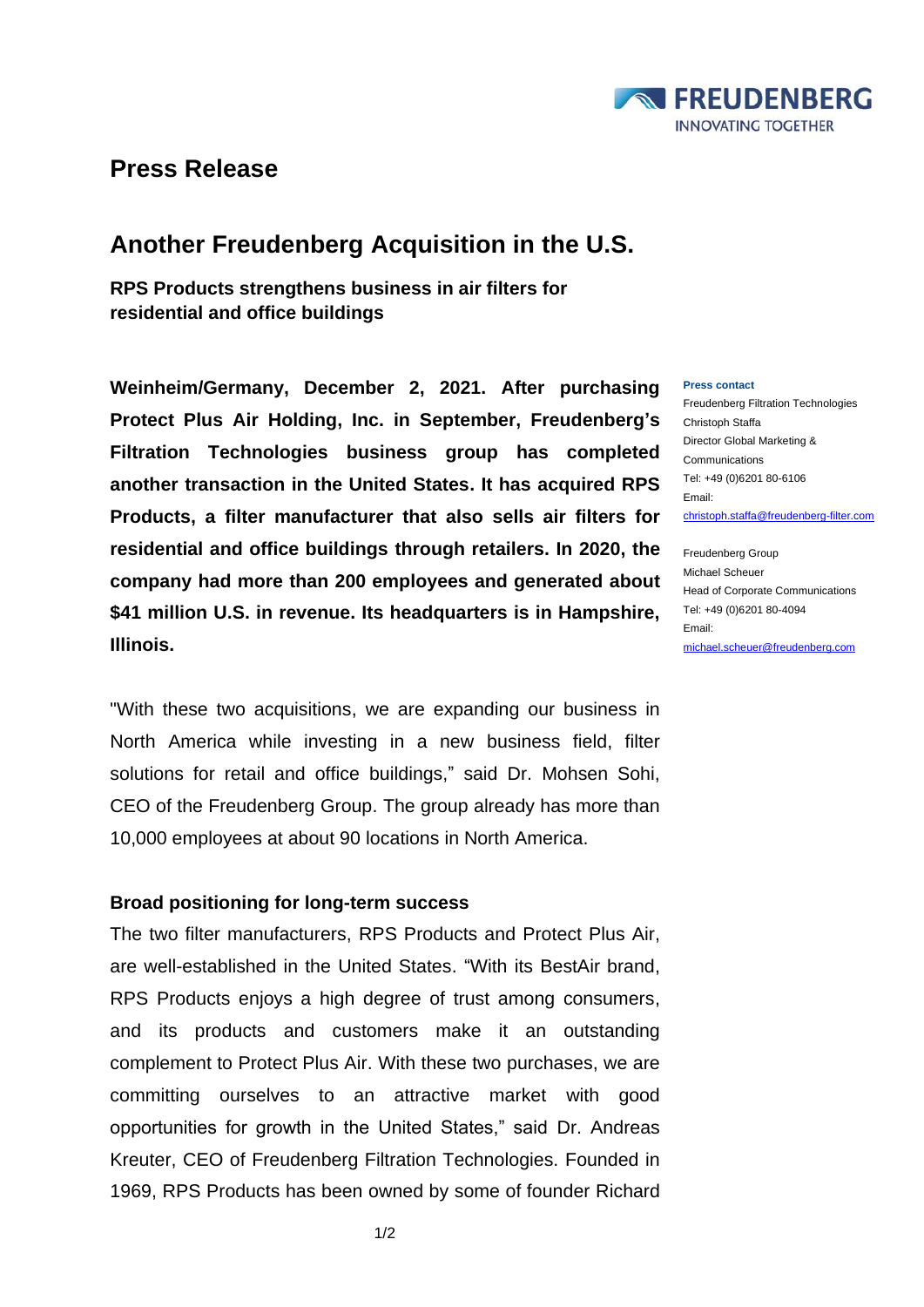FREUDENBERG
INNOVATING TOGETHER

# Press Release

## Another Freudenberg Acquisition in the U.S.

**RPS Products strengthens business in air filters for residential and office buildings**

**Weinheim/Germany, December 2, 2021. After purchasing Protect Plus Air Holding, Inc. in September, Freudenberg's Filtration Technologies business group has completed another transaction in the United States. It has acquired RPS Products, a filter manufacturer that also sells air filters for residential and office buildings through retailers. In 2020, the company had more than 200 employees and generated about $41 million U.S. in revenue. Its headquarters is in Hampshire, Illinois.**

**Press contact**
Freudenberg Filtration Technologies
Christoph Staffa
Director Global Marketing & Communications
Tel: +49 (0)6201 80-6106
Email:
christoph.staffa@freudenberg-filter.com

Freudenberg Group
Michael Scheuer
Head of Corporate Communications
Tel: +49 (0)6201 80-4094
Email:
michael.scheuer@freudenberg.com

"With these two acquisitions, we are expanding our business in North America while investing in a new business field, filter solutions for retail and office buildings," said Dr. Mohsen Sohi, CEO of the Freudenberg Group. The group already has more than 10,000 employees at about 90 locations in North America.

### Broad positioning for long-term success

The two filter manufacturers, RPS Products and Protect Plus Air, are well-established in the United States. "With its BestAir brand, RPS Products enjoys a high degree of trust among consumers, and its products and customers make it an outstanding complement to Protect Plus Air. With these two purchases, we are committing ourselves to an attractive market with good opportunities for growth in the United States," said Dr. Andreas Kreuter, CEO of Freudenberg Filtration Technologies. Founded in 1969, RPS Products has been owned by some of founder Richard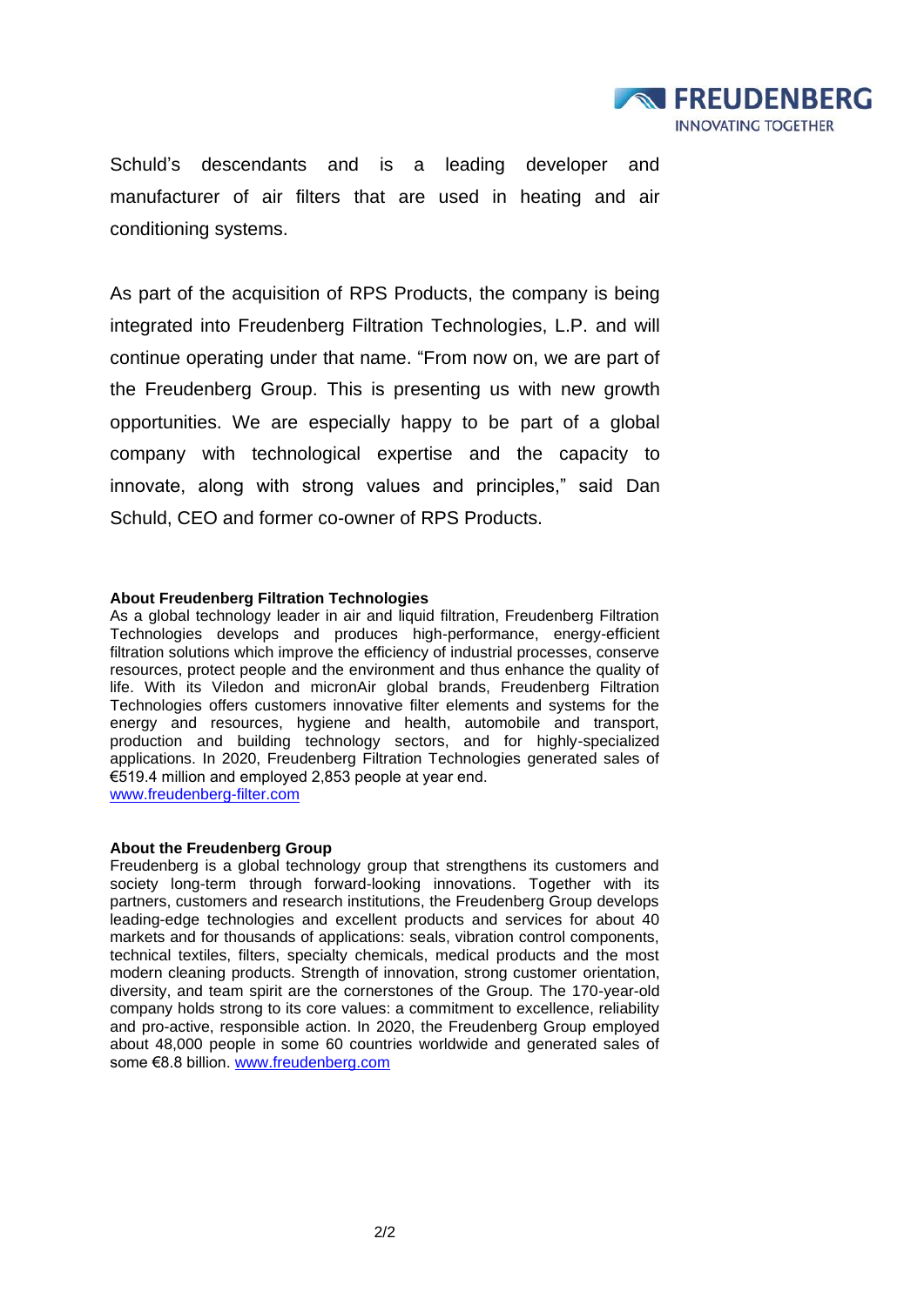Schuld's descendants and is a leading developer and manufacturer of air filters that are used in heating and air conditioning systems.

As part of the acquisition of RPS Products, the company is being integrated into Freudenberg Filtration Technologies, L.P. and will continue operating under that name. "From now on, we are part of the Freudenberg Group. This is presenting us with new growth opportunities. We are especially happy to be part of a global company with technological expertise and the capacity to innovate, along with strong values and principles," said Dan Schuld, CEO and former co-owner of RPS Products.

**About Freudenberg Filtration Technologies**

As a global technology leader in air and liquid filtration, Freudenberg Filtration Technologies develops and produces high-performance, energy-efficient filtration solutions which improve the efficiency of industrial processes, conserve resources, protect people and the environment and thus enhance the quality of life. With its Viledon and micronAir global brands, Freudenberg Filtration Technologies offers customers innovative filter elements and systems for the energy and resources, hygiene and health, automobile and transport, production and building technology sectors, and for highly-specialized applications. In 2020, Freudenberg Filtration Technologies generated sales of €519.4 million and employed 2,853 people at year end.
www.freudenberg-filter.com

**About the Freudenberg Group**

Freudenberg is a global technology group that strengthens its customers and society long-term through forward-looking innovations. Together with its partners, customers and research institutions, the Freudenberg Group develops leading-edge technologies and excellent products and services for about 40 markets and for thousands of applications: seals, vibration control components, technical textiles, filters, specialty chemicals, medical products and the most modern cleaning products. Strength of innovation, strong customer orientation, diversity, and team spirit are the cornerstones of the Group. The 170-year-old company holds strong to its core values: a commitment to excellence, reliability and pro-active, responsible action. In 2020, the Freudenberg Group employed about 48,000 people in some 60 countries worldwide and generated sales of some €8.8 billion. www.freudenberg.com